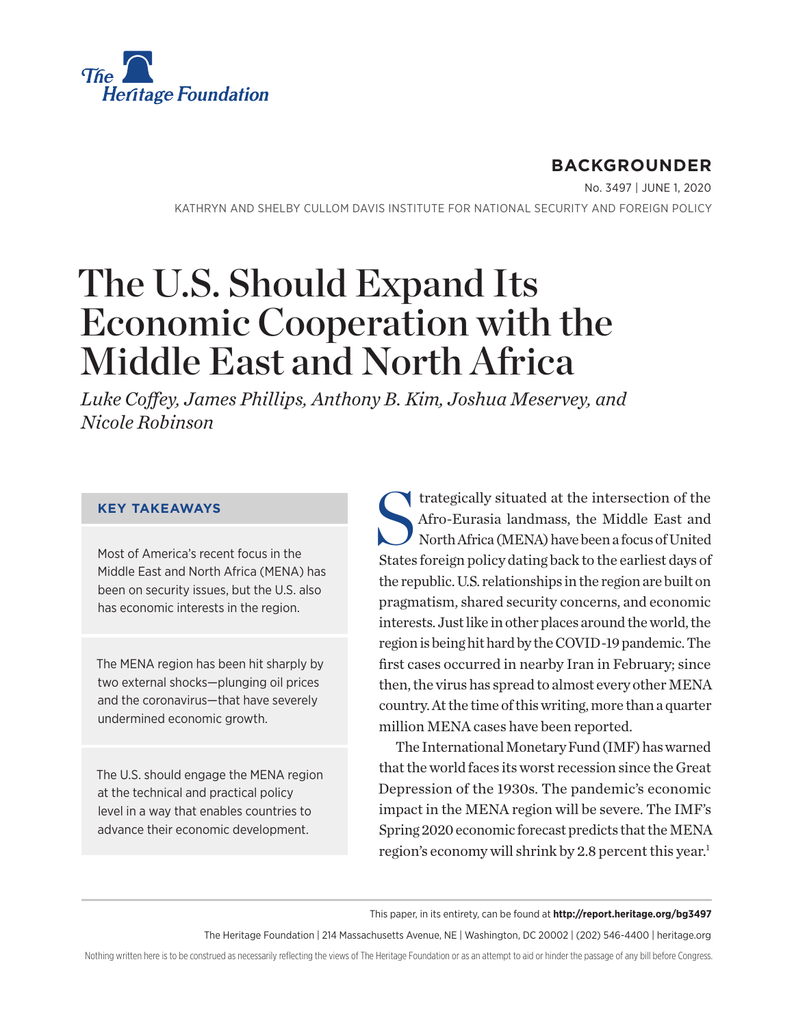The Heritage Foundation

**BACKGROUNDER**

No. 3497 | JUNE 1, 2020

KATHRYN AND SHELBY CULLOM DAVIS INSTITUTE FOR NATIONAL SECURITY AND FOREIGN POLICY

# The U.S. Should Expand Its Economic Cooperation with the Middle East and North Africa

*Luke Coffey, James Phillips, Anthony B. Kim, Joshua Meservey, and Nicole Robinson*

### KEY TAKEAWAYS

Most of America's recent focus in the Middle East and North Africa (MENA) has been on security issues, but the U.S. also has economic interests in the region.

The MENA region has been hit sharply by two external shocks—plunging oil prices and the coronavirus—that have severely undermined economic growth.

The U.S. should engage the MENA region at the technical and practical policy level in a way that enables countries to advance their economic development.

Strategically situated at the intersection of the Afro-Eurasia landmass, the Middle East and North Africa (MENA) have been a focus of United States foreign policy dating back to the earliest days of the republic. U.S. relationships in the region are built on pragmatism, shared security concerns, and economic interests. Just like in other places around the world, the region is being hit hard by the COVID-19 pandemic. The first cases occurred in nearby Iran in February; since then, the virus has spread to almost every other MENA country. At the time of this writing, more than a quarter million MENA cases have been reported.

The International Monetary Fund (IMF) has warned that the world faces its worst recession since the Great Depression of the 1930s. The pandemic's economic impact in the MENA region will be severe. The IMF's Spring 2020 economic forecast predicts that the MENA region's economy will shrink by 2.8 percent this year.[1]

This paper, in its entirety, can be found at **http://report.heritage.org/bg3497**

The Heritage Foundation | 214 Massachusetts Avenue, NE | Washington, DC 20002 | (202) 546-4400 | heritage.org

Nothing written here is to be construed as necessarily reflecting the views of The Heritage Foundation or as an attempt to aid or hinder the passage of any bill before Congress.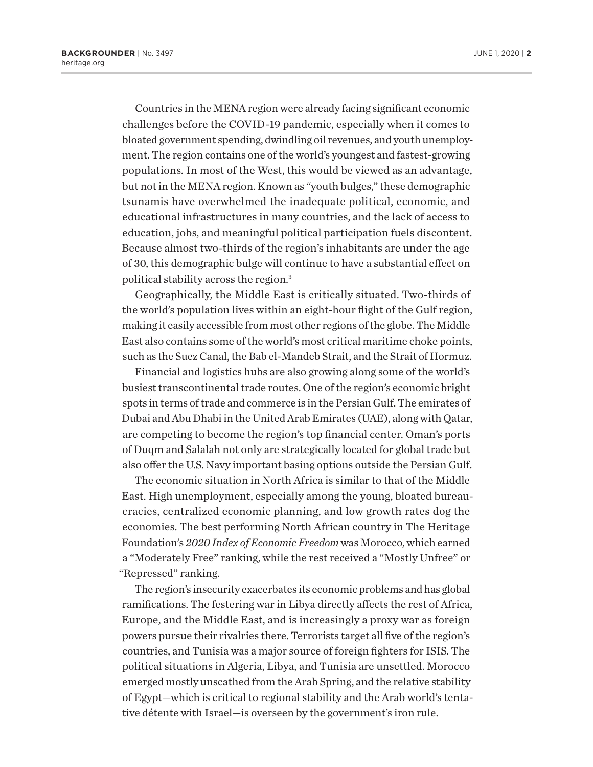Countries in the MENA region were already facing significant economic challenges before the COVID-19 pandemic, especially when it comes to bloated government spending, dwindling oil revenues, and youth unemployment. The region contains one of the world's youngest and fastest-growing populations. In most of the West, this would be viewed as an advantage, but not in the MENA region. Known as "youth bulges," these demographic tsunamis have overwhelmed the inadequate political, economic, and educational infrastructures in many countries, and the lack of access to education, jobs, and meaningful political participation fuels discontent. Because almost two-thirds of the region's inhabitants are under the age of 30, this demographic bulge will continue to have a substantial effect on political stability across the region.[3]

Geographically, the Middle East is critically situated. Two-thirds of the world's population lives within an eight-hour flight of the Gulf region, making it easily accessible from most other regions of the globe. The Middle East also contains some of the world's most critical maritime choke points, such as the Suez Canal, the Bab el-Mandeb Strait, and the Strait of Hormuz.

Financial and logistics hubs are also growing along some of the world's busiest transcontinental trade routes. One of the region's economic bright spots in terms of trade and commerce is in the Persian Gulf. The emirates of Dubai and Abu Dhabi in the United Arab Emirates (UAE), along with Qatar, are competing to become the region's top financial center. Oman's ports of Duqm and Salalah not only are strategically located for global trade but also offer the U.S. Navy important basing options outside the Persian Gulf.

The economic situation in North Africa is similar to that of the Middle East. High unemployment, especially among the young, bloated bureaucracies, centralized economic planning, and low growth rates dog the economies. The best performing North African country in The Heritage Foundation's *2020 Index of Economic Freedom* was Morocco, which earned a "Moderately Free" ranking, while the rest received a "Mostly Unfree" or "Repressed" ranking.

The region's insecurity exacerbates its economic problems and has global ramifications. The festering war in Libya directly affects the rest of Africa, Europe, and the Middle East, and is increasingly a proxy war as foreign powers pursue their rivalries there. Terrorists target all five of the region's countries, and Tunisia was a major source of foreign fighters for ISIS. The political situations in Algeria, Libya, and Tunisia are unsettled. Morocco emerged mostly unscathed from the Arab Spring, and the relative stability of Egypt—which is critical to regional stability and the Arab world's tentative détente with Israel—is overseen by the government's iron rule.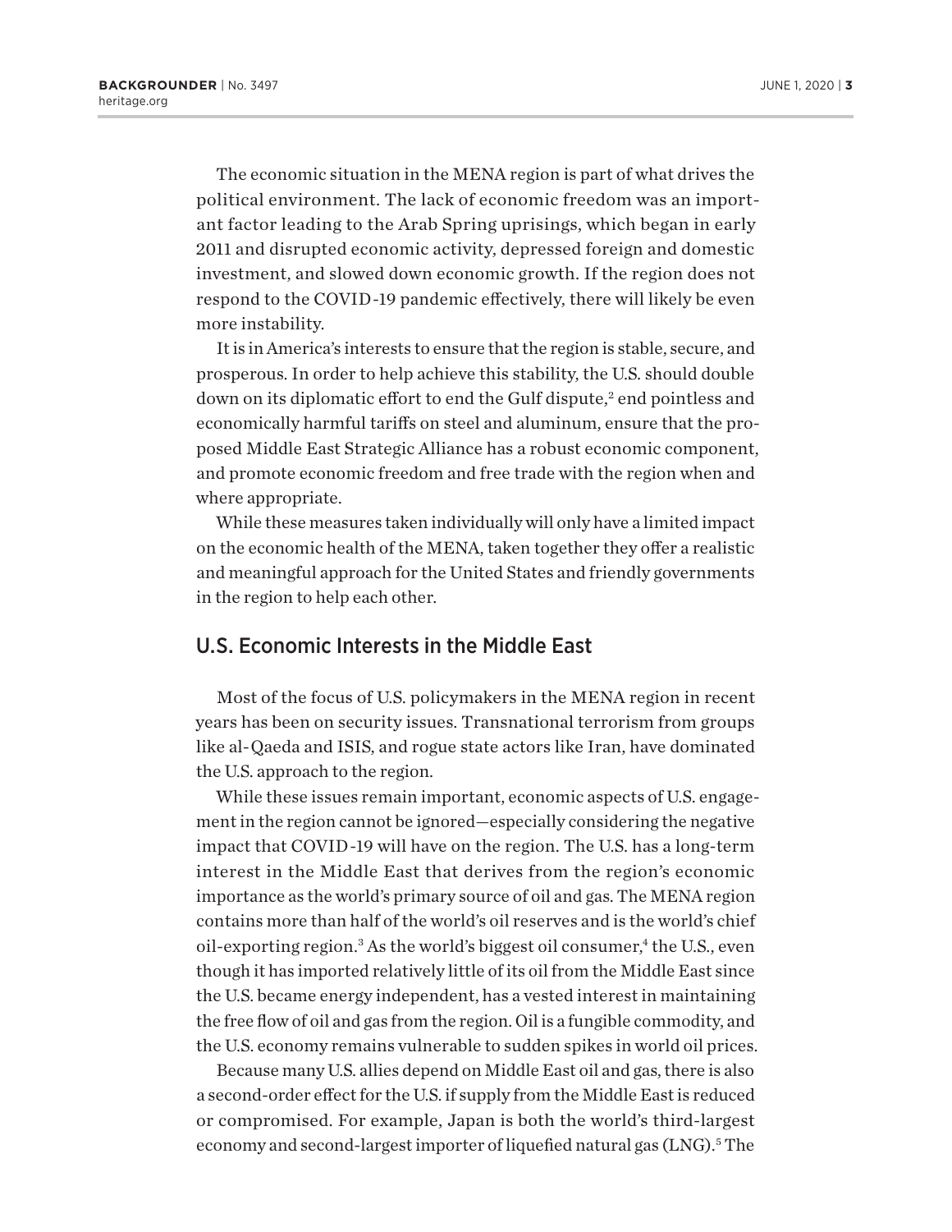The economic situation in the MENA region is part of what drives the political environment. The lack of economic freedom was an important factor leading to the Arab Spring uprisings, which began in early 2011 and disrupted economic activity, depressed foreign and domestic investment, and slowed down economic growth. If the region does not respond to the COVID-19 pandemic effectively, there will likely be even more instability.

It is in America's interests to ensure that the region is stable, secure, and prosperous. In order to help achieve this stability, the U.S. should double down on its diplomatic effort to end the Gulf dispute,[2] end pointless and economically harmful tariffs on steel and aluminum, ensure that the proposed Middle East Strategic Alliance has a robust economic component, and promote economic freedom and free trade with the region when and where appropriate.

While these measures taken individually will only have a limited impact on the economic health of the MENA, taken together they offer a realistic and meaningful approach for the United States and friendly governments in the region to help each other.

## U.S. Economic Interests in the Middle East

Most of the focus of U.S. policymakers in the MENA region in recent years has been on security issues. Transnational terrorism from groups like al-Qaeda and ISIS, and rogue state actors like Iran, have dominated the U.S. approach to the region.

While these issues remain important, economic aspects of U.S. engagement in the region cannot be ignored—especially considering the negative impact that COVID-19 will have on the region. The U.S. has a long-term interest in the Middle East that derives from the region's economic importance as the world's primary source of oil and gas. The MENA region contains more than half of the world's oil reserves and is the world's chief oil-exporting region.[3] As the world's biggest oil consumer,[4] the U.S., even though it has imported relatively little of its oil from the Middle East since the U.S. became energy independent, has a vested interest in maintaining the free flow of oil and gas from the region. Oil is a fungible commodity, and the U.S. economy remains vulnerable to sudden spikes in world oil prices.

Because many U.S. allies depend on Middle East oil and gas, there is also a second-order effect for the U.S. if supply from the Middle East is reduced or compromised. For example, Japan is both the world's third-largest economy and second-largest importer of liquefied natural gas (LNG).[5] The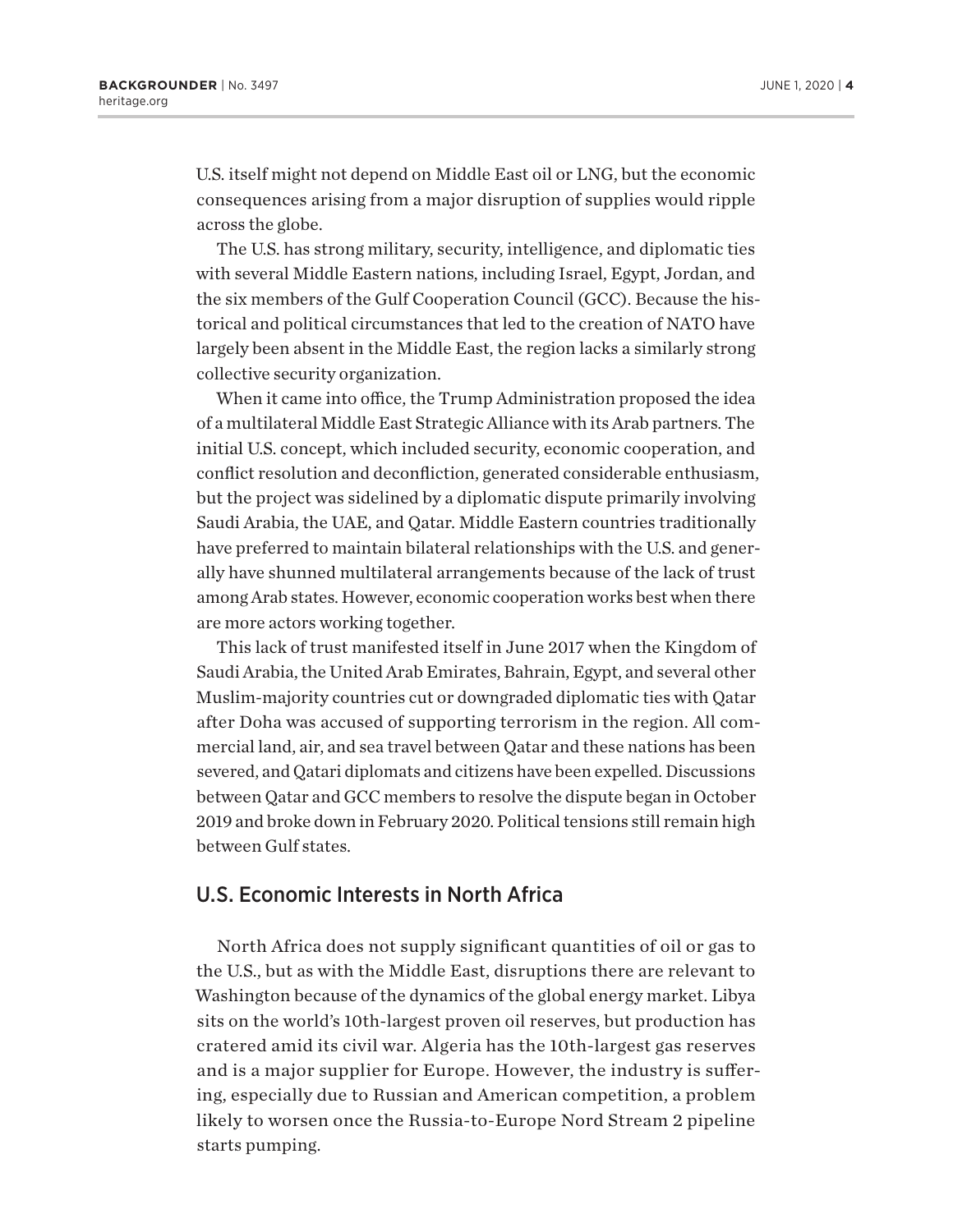U.S. itself might not depend on Middle East oil or LNG, but the economic consequences arising from a major disruption of supplies would ripple across the globe.

The U.S. has strong military, security, intelligence, and diplomatic ties with several Middle Eastern nations, including Israel, Egypt, Jordan, and the six members of the Gulf Cooperation Council (GCC). Because the historical and political circumstances that led to the creation of NATO have largely been absent in the Middle East, the region lacks a similarly strong collective security organization.

When it came into office, the Trump Administration proposed the idea of a multilateral Middle East Strategic Alliance with its Arab partners. The initial U.S. concept, which included security, economic cooperation, and conflict resolution and deconfliction, generated considerable enthusiasm, but the project was sidelined by a diplomatic dispute primarily involving Saudi Arabia, the UAE, and Qatar. Middle Eastern countries traditionally have preferred to maintain bilateral relationships with the U.S. and generally have shunned multilateral arrangements because of the lack of trust among Arab states. However, economic cooperation works best when there are more actors working together.

This lack of trust manifested itself in June 2017 when the Kingdom of Saudi Arabia, the United Arab Emirates, Bahrain, Egypt, and several other Muslim-majority countries cut or downgraded diplomatic ties with Qatar after Doha was accused of supporting terrorism in the region. All commercial land, air, and sea travel between Qatar and these nations has been severed, and Qatari diplomats and citizens have been expelled. Discussions between Qatar and GCC members to resolve the dispute began in October 2019 and broke down in February 2020. Political tensions still remain high between Gulf states.

## U.S. Economic Interests in North Africa

North Africa does not supply significant quantities of oil or gas to the U.S., but as with the Middle East, disruptions there are relevant to Washington because of the dynamics of the global energy market. Libya sits on the world's 10th-largest proven oil reserves, but production has cratered amid its civil war. Algeria has the 10th-largest gas reserves and is a major supplier for Europe. However, the industry is suffering, especially due to Russian and American competition, a problem likely to worsen once the Russia-to-Europe Nord Stream 2 pipeline starts pumping.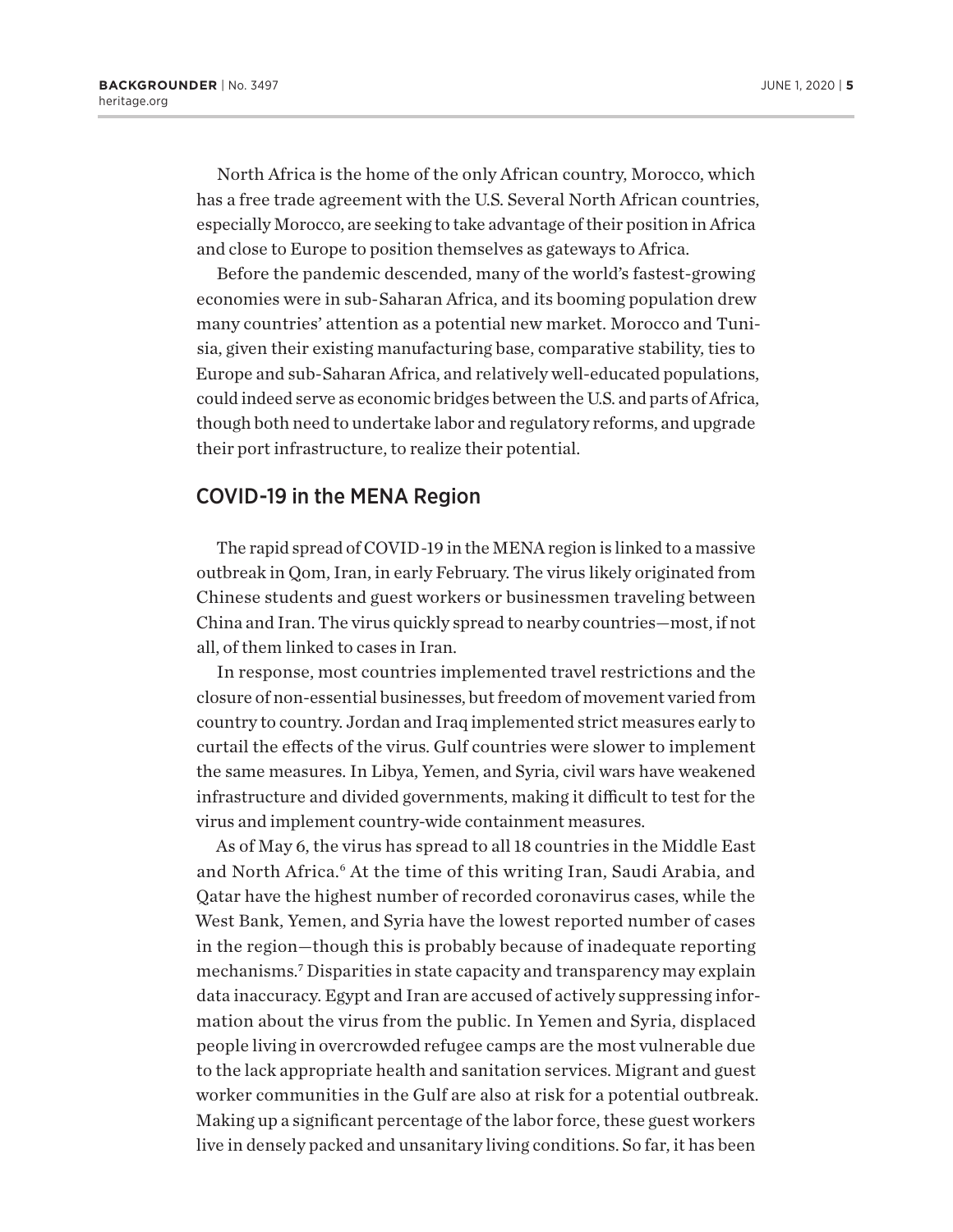North Africa is the home of the only African country, Morocco, which has a free trade agreement with the U.S. Several North African countries, especially Morocco, are seeking to take advantage of their position in Africa and close to Europe to position themselves as gateways to Africa.

Before the pandemic descended, many of the world's fastest-growing economies were in sub-Saharan Africa, and its booming population drew many countries' attention as a potential new market. Morocco and Tunisia, given their existing manufacturing base, comparative stability, ties to Europe and sub-Saharan Africa, and relatively well-educated populations, could indeed serve as economic bridges between the U.S. and parts of Africa, though both need to undertake labor and regulatory reforms, and upgrade their port infrastructure, to realize their potential.

## COVID-19 in the MENA Region

The rapid spread of COVID-19 in the MENA region is linked to a massive outbreak in Qom, Iran, in early February. The virus likely originated from Chinese students and guest workers or businessmen traveling between China and Iran. The virus quickly spread to nearby countries—most, if not all, of them linked to cases in Iran.

In response, most countries implemented travel restrictions and the closure of non-essential businesses, but freedom of movement varied from country to country. Jordan and Iraq implemented strict measures early to curtail the effects of the virus. Gulf countries were slower to implement the same measures. In Libya, Yemen, and Syria, civil wars have weakened infrastructure and divided governments, making it difficult to test for the virus and implement country-wide containment measures.

As of May 6, the virus has spread to all 18 countries in the Middle East and North Africa.[6] At the time of this writing Iran, Saudi Arabia, and Qatar have the highest number of recorded coronavirus cases, while the West Bank, Yemen, and Syria have the lowest reported number of cases in the region—though this is probably because of inadequate reporting mechanisms.[7] Disparities in state capacity and transparency may explain data inaccuracy. Egypt and Iran are accused of actively suppressing information about the virus from the public. In Yemen and Syria, displaced people living in overcrowded refugee camps are the most vulnerable due to the lack appropriate health and sanitation services. Migrant and guest worker communities in the Gulf are also at risk for a potential outbreak. Making up a significant percentage of the labor force, these guest workers live in densely packed and unsanitary living conditions. So far, it has been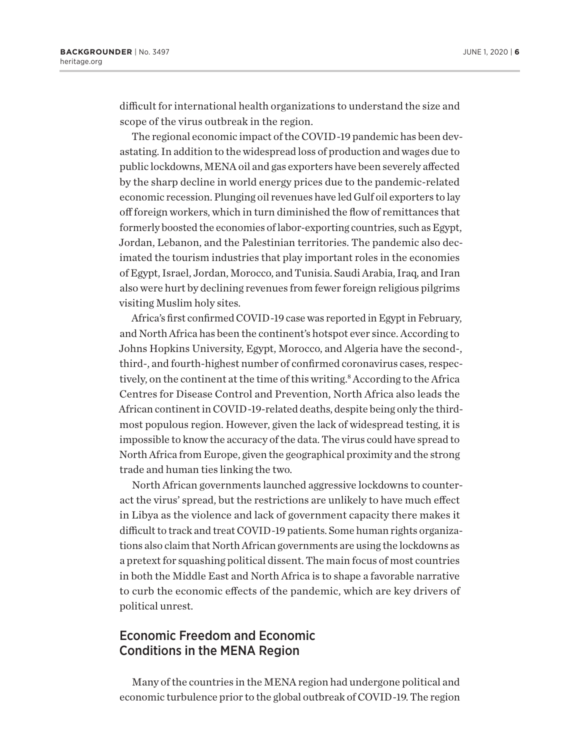difficult for international health organizations to understand the size and scope of the virus outbreak in the region.

The regional economic impact of the COVID-19 pandemic has been devastating. In addition to the widespread loss of production and wages due to public lockdowns, MENA oil and gas exporters have been severely affected by the sharp decline in world energy prices due to the pandemic-related economic recession. Plunging oil revenues have led Gulf oil exporters to lay off foreign workers, which in turn diminished the flow of remittances that formerly boosted the economies of labor-exporting countries, such as Egypt, Jordan, Lebanon, and the Palestinian territories. The pandemic also decimated the tourism industries that play important roles in the economies of Egypt, Israel, Jordan, Morocco, and Tunisia. Saudi Arabia, Iraq, and Iran also were hurt by declining revenues from fewer foreign religious pilgrims visiting Muslim holy sites.

Africa's first confirmed COVID-19 case was reported in Egypt in February, and North Africa has been the continent's hotspot ever since. According to Johns Hopkins University, Egypt, Morocco, and Algeria have the second-, third-, and fourth-highest number of confirmed coronavirus cases, respectively, on the continent at the time of this writing.[8] According to the Africa Centres for Disease Control and Prevention, North Africa also leads the African continent in COVID-19-related deaths, despite being only the third-most populous region. However, given the lack of widespread testing, it is impossible to know the accuracy of the data. The virus could have spread to North Africa from Europe, given the geographical proximity and the strong trade and human ties linking the two.

North African governments launched aggressive lockdowns to counteract the virus' spread, but the restrictions are unlikely to have much effect in Libya as the violence and lack of government capacity there makes it difficult to track and treat COVID-19 patients. Some human rights organizations also claim that North African governments are using the lockdowns as a pretext for squashing political dissent. The main focus of most countries in both the Middle East and North Africa is to shape a favorable narrative to curb the economic effects of the pandemic, which are key drivers of political unrest.

## Economic Freedom and Economic Conditions in the MENA Region

Many of the countries in the MENA region had undergone political and economic turbulence prior to the global outbreak of COVID-19. The region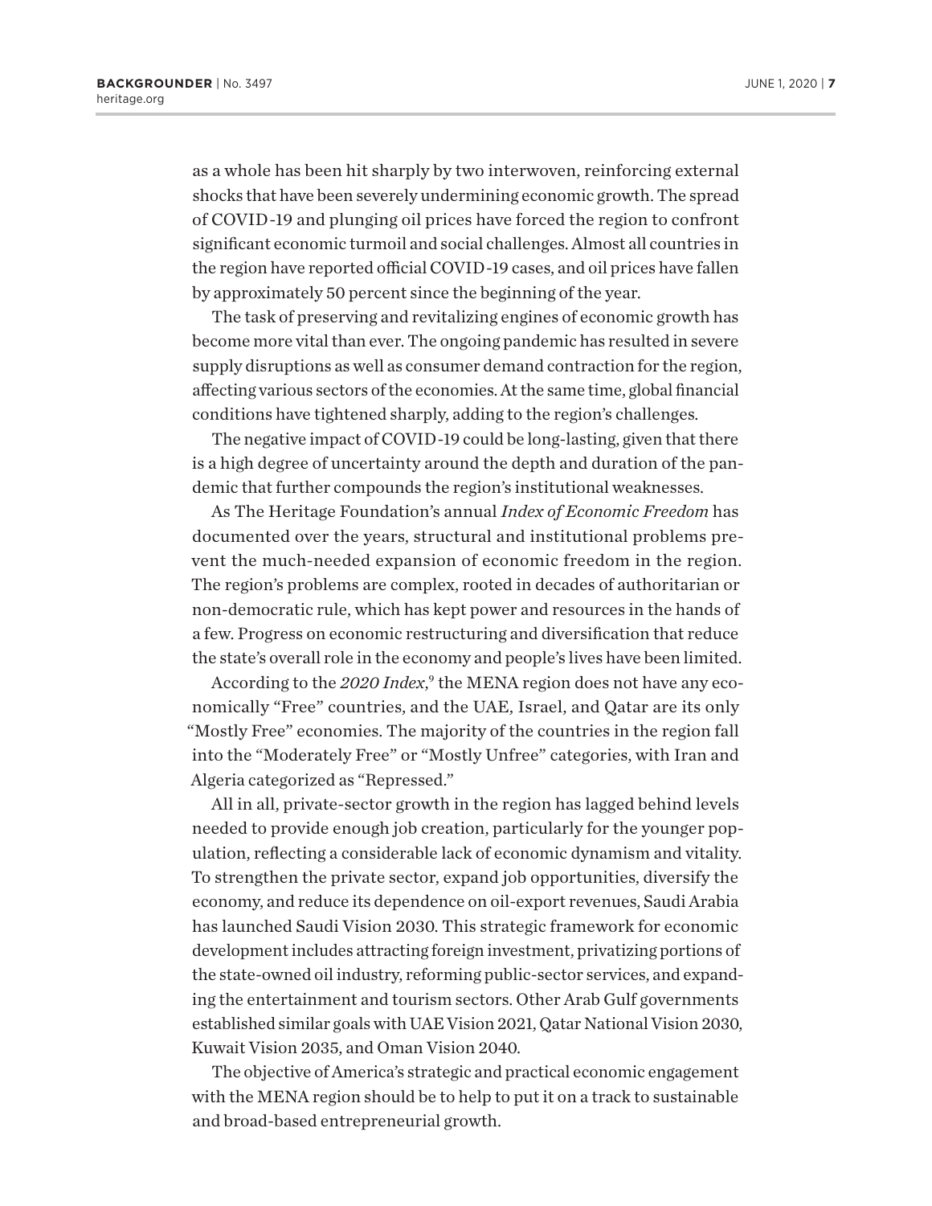as a whole has been hit sharply by two interwoven, reinforcing external shocks that have been severely undermining economic growth. The spread of COVID-19 and plunging oil prices have forced the region to confront significant economic turmoil and social challenges. Almost all countries in the region have reported official COVID-19 cases, and oil prices have fallen by approximately 50 percent since the beginning of the year.

The task of preserving and revitalizing engines of economic growth has become more vital than ever. The ongoing pandemic has resulted in severe supply disruptions as well as consumer demand contraction for the region, affecting various sectors of the economies. At the same time, global financial conditions have tightened sharply, adding to the region's challenges.

The negative impact of COVID-19 could be long-lasting, given that there is a high degree of uncertainty around the depth and duration of the pandemic that further compounds the region's institutional weaknesses.

As The Heritage Foundation's annual *Index of Economic Freedom* has documented over the years, structural and institutional problems prevent the much-needed expansion of economic freedom in the region. The region's problems are complex, rooted in decades of authoritarian or non-democratic rule, which has kept power and resources in the hands of a few. Progress on economic restructuring and diversification that reduce the state's overall role in the economy and people's lives have been limited.

According to the *2020 Index*,[9] the MENA region does not have any economically "Free" countries, and the UAE, Israel, and Qatar are its only "Mostly Free" economies. The majority of the countries in the region fall into the "Moderately Free" or "Mostly Unfree" categories, with Iran and Algeria categorized as "Repressed."

All in all, private-sector growth in the region has lagged behind levels needed to provide enough job creation, particularly for the younger population, reflecting a considerable lack of economic dynamism and vitality. To strengthen the private sector, expand job opportunities, diversify the economy, and reduce its dependence on oil-export revenues, Saudi Arabia has launched Saudi Vision 2030. This strategic framework for economic development includes attracting foreign investment, privatizing portions of the state-owned oil industry, reforming public-sector services, and expanding the entertainment and tourism sectors. Other Arab Gulf governments established similar goals with UAE Vision 2021, Qatar National Vision 2030, Kuwait Vision 2035, and Oman Vision 2040.

The objective of America's strategic and practical economic engagement with the MENA region should be to help to put it on a track to sustainable and broad-based entrepreneurial growth.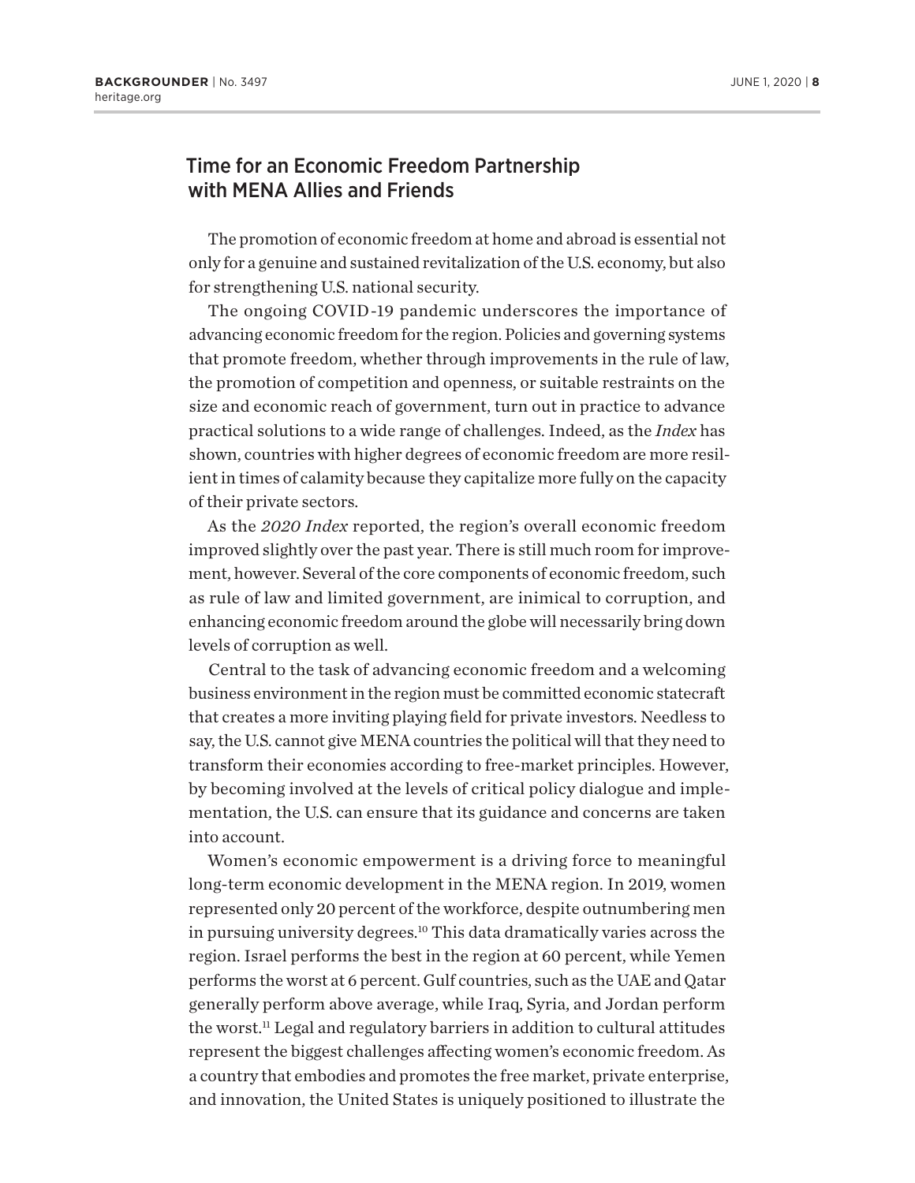## Time for an Economic Freedom Partnership with MENA Allies and Friends

The promotion of economic freedom at home and abroad is essential not only for a genuine and sustained revitalization of the U.S. economy, but also for strengthening U.S. national security.

The ongoing COVID-19 pandemic underscores the importance of advancing economic freedom for the region. Policies and governing systems that promote freedom, whether through improvements in the rule of law, the promotion of competition and openness, or suitable restraints on the size and economic reach of government, turn out in practice to advance practical solutions to a wide range of challenges. Indeed, as the *Index* has shown, countries with higher degrees of economic freedom are more resilient in times of calamity because they capitalize more fully on the capacity of their private sectors.

As the *2020 Index* reported, the region's overall economic freedom improved slightly over the past year. There is still much room for improvement, however. Several of the core components of economic freedom, such as rule of law and limited government, are inimical to corruption, and enhancing economic freedom around the globe will necessarily bring down levels of corruption as well.

Central to the task of advancing economic freedom and a welcoming business environment in the region must be committed economic statecraft that creates a more inviting playing field for private investors. Needless to say, the U.S. cannot give MENA countries the political will that they need to transform their economies according to free-market principles. However, by becoming involved at the levels of critical policy dialogue and implementation, the U.S. can ensure that its guidance and concerns are taken into account.

Women's economic empowerment is a driving force to meaningful long-term economic development in the MENA region. In 2019, women represented only 20 percent of the workforce, despite outnumbering men in pursuing university degrees.[10] This data dramatically varies across the region. Israel performs the best in the region at 60 percent, while Yemen performs the worst at 6 percent. Gulf countries, such as the UAE and Qatar generally perform above average, while Iraq, Syria, and Jordan perform the worst.[11] Legal and regulatory barriers in addition to cultural attitudes represent the biggest challenges affecting women's economic freedom. As a country that embodies and promotes the free market, private enterprise, and innovation, the United States is uniquely positioned to illustrate the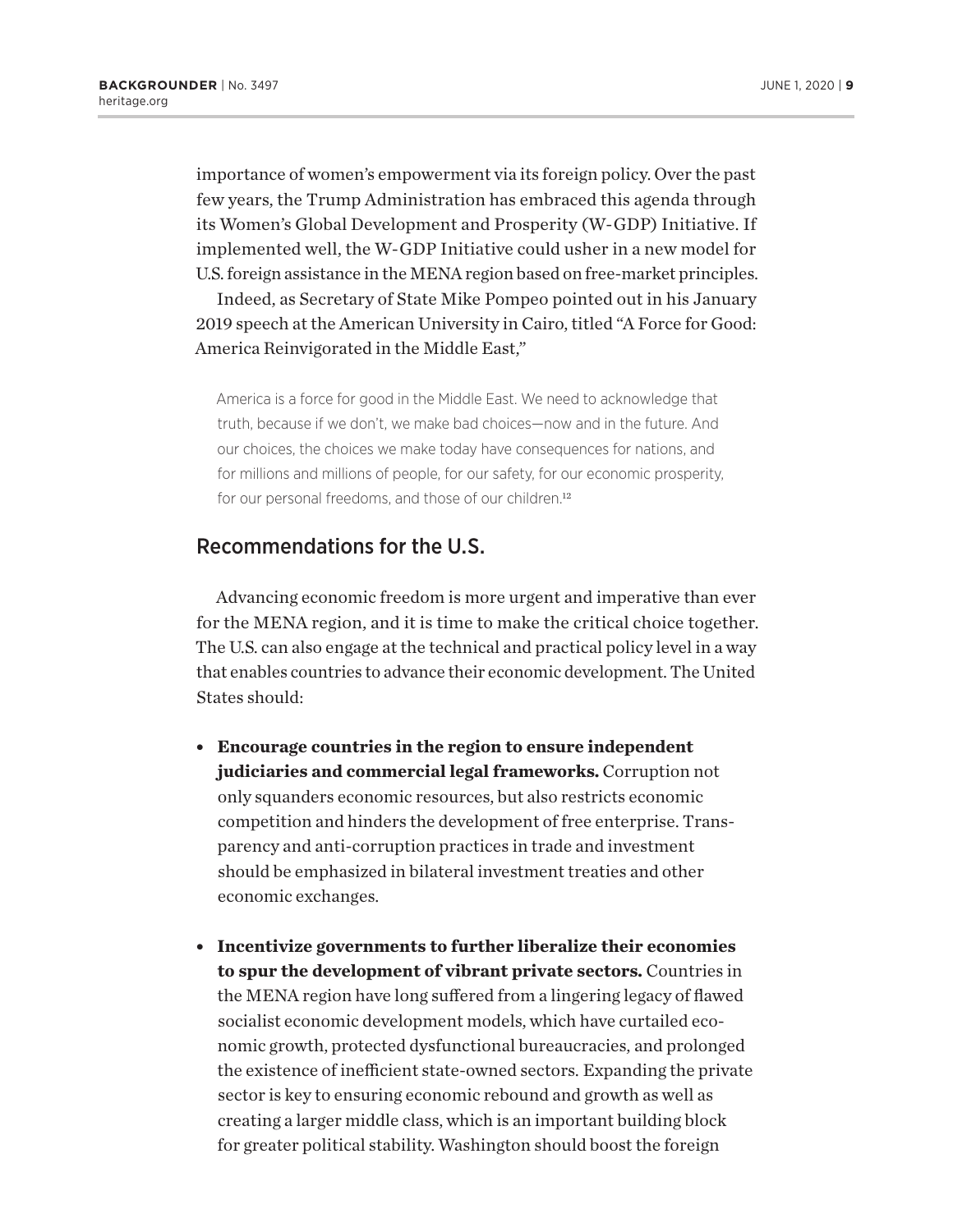importance of women's empowerment via its foreign policy. Over the past few years, the Trump Administration has embraced this agenda through its Women's Global Development and Prosperity (W-GDP) Initiative. If implemented well, the W-GDP Initiative could usher in a new model for U.S. foreign assistance in the MENA region based on free-market principles.

Indeed, as Secretary of State Mike Pompeo pointed out in his January 2019 speech at the American University in Cairo, titled "A Force for Good: America Reinvigorated in the Middle East,"

> America is a force for good in the Middle East. We need to acknowledge that truth, because if we don't, we make bad choices—now and in the future. And our choices, the choices we make today have consequences for nations, and for millions and millions of people, for our safety, for our economic prosperity, for our personal freedoms, and those of our children.[12]

## Recommendations for the U.S.

Advancing economic freedom is more urgent and imperative than ever for the MENA region, and it is time to make the critical choice together. The U.S. can also engage at the technical and practical policy level in a way that enables countries to advance their economic development. The United States should:

- **Encourage countries in the region to ensure independent judiciaries and commercial legal frameworks.** Corruption not only squanders economic resources, but also restricts economic competition and hinders the development of free enterprise. Transparency and anti-corruption practices in trade and investment should be emphasized in bilateral investment treaties and other economic exchanges.

- **Incentivize governments to further liberalize their economies to spur the development of vibrant private sectors.** Countries in the MENA region have long suffered from a lingering legacy of flawed socialist economic development models, which have curtailed economic growth, protected dysfunctional bureaucracies, and prolonged the existence of inefficient state-owned sectors. Expanding the private sector is key to ensuring economic rebound and growth as well as creating a larger middle class, which is an important building block for greater political stability. Washington should boost the foreign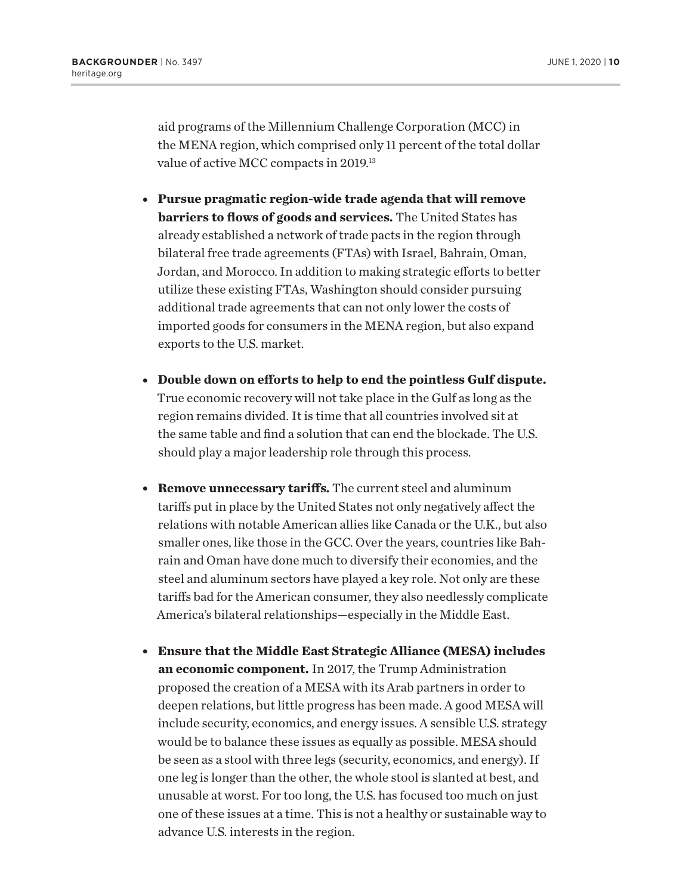aid programs of the Millennium Challenge Corporation (MCC) in the MENA region, which comprised only 11 percent of the total dollar value of active MCC compacts in 2019.[13]

- **Pursue pragmatic region-wide trade agenda that will remove barriers to flows of goods and services.** The United States has already established a network of trade pacts in the region through bilateral free trade agreements (FTAs) with Israel, Bahrain, Oman, Jordan, and Morocco. In addition to making strategic efforts to better utilize these existing FTAs, Washington should consider pursuing additional trade agreements that can not only lower the costs of imported goods for consumers in the MENA region, but also expand exports to the U.S. market.

- **Double down on efforts to help to end the pointless Gulf dispute.** True economic recovery will not take place in the Gulf as long as the region remains divided. It is time that all countries involved sit at the same table and find a solution that can end the blockade. The U.S. should play a major leadership role through this process.

- **Remove unnecessary tariffs.** The current steel and aluminum tariffs put in place by the United States not only negatively affect the relations with notable American allies like Canada or the U.K., but also smaller ones, like those in the GCC. Over the years, countries like Bahrain and Oman have done much to diversify their economies, and the steel and aluminum sectors have played a key role. Not only are these tariffs bad for the American consumer, they also needlessly complicate America's bilateral relationships—especially in the Middle East.

- **Ensure that the Middle East Strategic Alliance (MESA) includes an economic component.** In 2017, the Trump Administration proposed the creation of a MESA with its Arab partners in order to deepen relations, but little progress has been made. A good MESA will include security, economics, and energy issues. A sensible U.S. strategy would be to balance these issues as equally as possible. MESA should be seen as a stool with three legs (security, economics, and energy). If one leg is longer than the other, the whole stool is slanted at best, and unusable at worst. For too long, the U.S. has focused too much on just one of these issues at a time. This is not a healthy or sustainable way to advance U.S. interests in the region.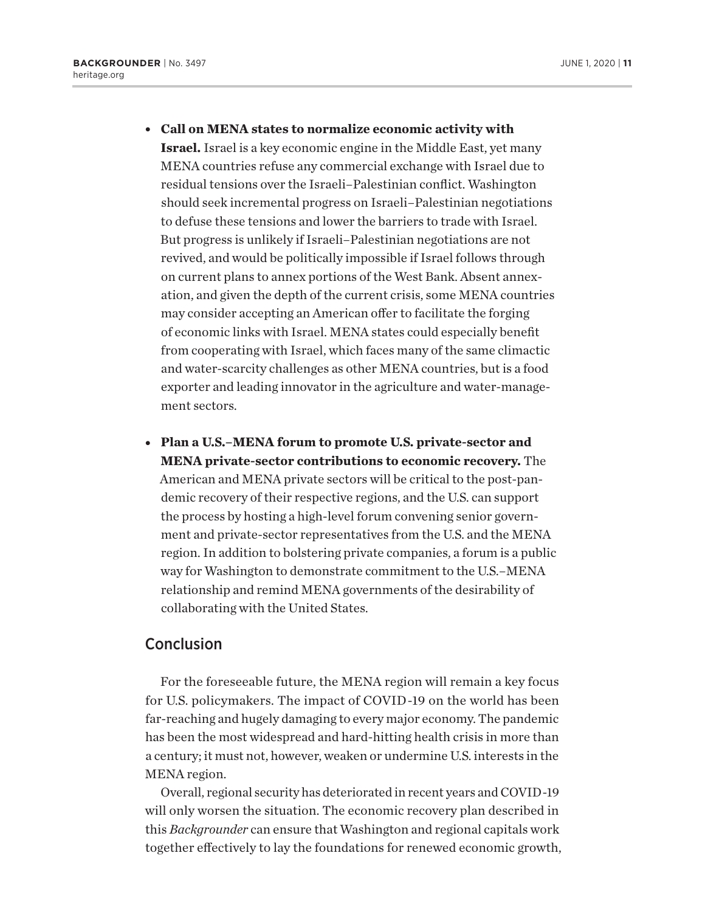- **Call on MENA states to normalize economic activity with Israel.** Israel is a key economic engine in the Middle East, yet many MENA countries refuse any commercial exchange with Israel due to residual tensions over the Israeli–Palestinian conflict. Washington should seek incremental progress on Israeli–Palestinian negotiations to defuse these tensions and lower the barriers to trade with Israel. But progress is unlikely if Israeli–Palestinian negotiations are not revived, and would be politically impossible if Israel follows through on current plans to annex portions of the West Bank. Absent annexation, and given the depth of the current crisis, some MENA countries may consider accepting an American offer to facilitate the forging of economic links with Israel. MENA states could especially benefit from cooperating with Israel, which faces many of the same climactic and water-scarcity challenges as other MENA countries, but is a food exporter and leading innovator in the agriculture and water-management sectors.

- **Plan a U.S.–MENA forum to promote U.S. private-sector and MENA private-sector contributions to economic recovery.** The American and MENA private sectors will be critical to the post-pandemic recovery of their respective regions, and the U.S. can support the process by hosting a high-level forum convening senior government and private-sector representatives from the U.S. and the MENA region. In addition to bolstering private companies, a forum is a public way for Washington to demonstrate commitment to the U.S.–MENA relationship and remind MENA governments of the desirability of collaborating with the United States.

## Conclusion

For the foreseeable future, the MENA region will remain a key focus for U.S. policymakers. The impact of COVID-19 on the world has been far-reaching and hugely damaging to every major economy. The pandemic has been the most widespread and hard-hitting health crisis in more than a century; it must not, however, weaken or undermine U.S. interests in the MENA region.

Overall, regional security has deteriorated in recent years and COVID-19 will only worsen the situation. The economic recovery plan described in this *Backgrounder* can ensure that Washington and regional capitals work together effectively to lay the foundations for renewed economic growth,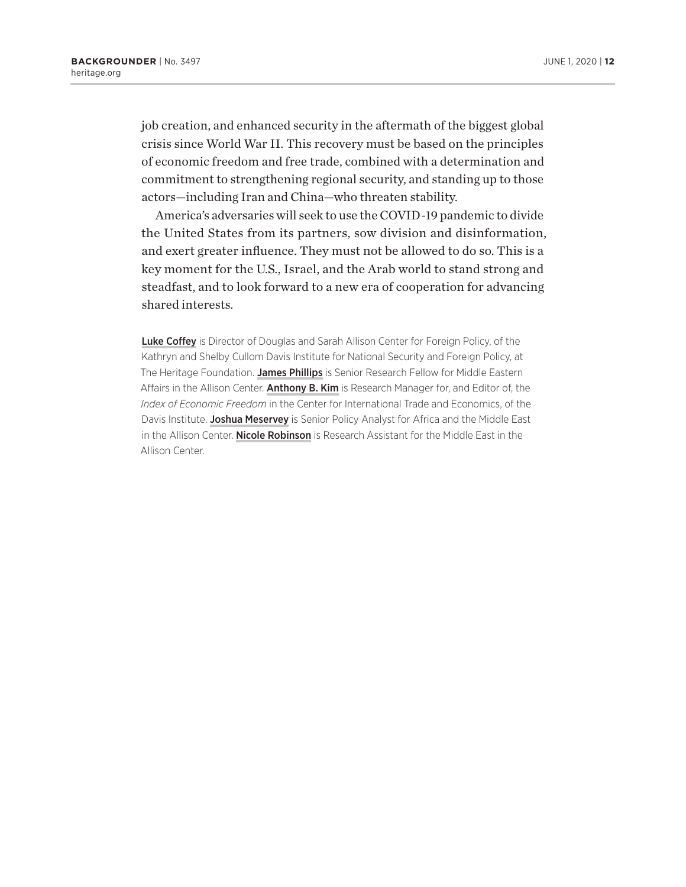job creation, and enhanced security in the aftermath of the biggest global crisis since World War II. This recovery must be based on the principles of economic freedom and free trade, combined with a determination and commitment to strengthening regional security, and standing up to those actors—including Iran and China—who threaten stability.

America's adversaries will seek to use the COVID-19 pandemic to divide the United States from its partners, sow division and disinformation, and exert greater influence. They must not be allowed to do so. This is a key moment for the U.S., Israel, and the Arab world to stand strong and steadfast, and to look forward to a new era of cooperation for advancing shared interests.

**Luke Coffey** is Director of Douglas and Sarah Allison Center for Foreign Policy, of the Kathryn and Shelby Cullom Davis Institute for National Security and Foreign Policy, at The Heritage Foundation. **James Phillips** is Senior Research Fellow for Middle Eastern Affairs in the Allison Center. **Anthony B. Kim** is Research Manager for, and Editor of, the *Index of Economic Freedom* in the Center for International Trade and Economics, of the Davis Institute. **Joshua Meservey** is Senior Policy Analyst for Africa and the Middle East in the Allison Center. **Nicole Robinson** is Research Assistant for the Middle East in the Allison Center.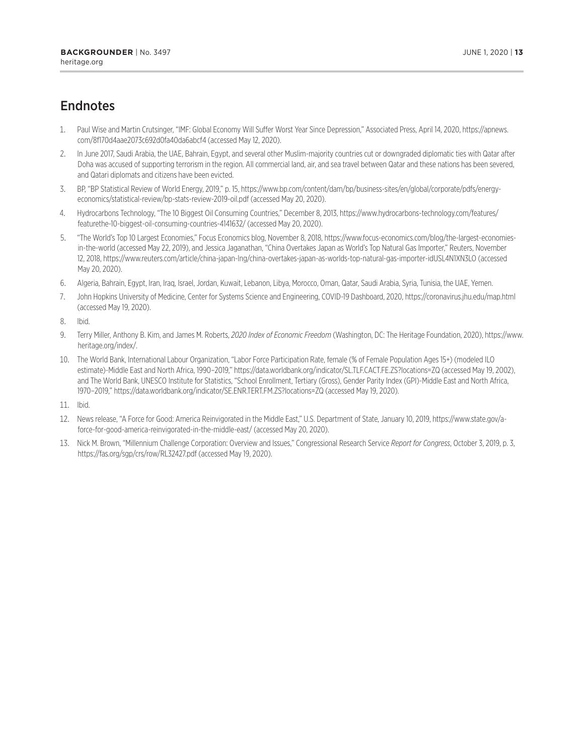## Endnotes

1. Paul Wise and Martin Crutsinger, "IMF: Global Economy Will Suffer Worst Year Since Depression," Associated Press, April 14, 2020, https://apnews.com/8f170d4aae2073c692d0fa40da6abcf4 (accessed May 12, 2020).
2. In June 2017, Saudi Arabia, the UAE, Bahrain, Egypt, and several other Muslim-majority countries cut or downgraded diplomatic ties with Qatar after Doha was accused of supporting terrorism in the region. All commercial land, air, and sea travel between Qatar and these nations has been severed, and Qatari diplomats and citizens have been evicted.
3. BP, "BP Statistical Review of World Energy, 2019," p. 15, https://www.bp.com/content/dam/bp/business-sites/en/global/corporate/pdfs/energy-economics/statistical-review/bp-stats-review-2019-oil.pdf (accessed May 20, 2020).
4. Hydrocarbons Technology, "The 10 Biggest Oil Consuming Countries," December 8, 2013, https://www.hydrocarbons-technology.com/features/featurethe-10-biggest-oil-consuming-countries-4141632/ (accessed May 20, 2020).
5. "The World's Top 10 Largest Economies," Focus Economics blog, November 8, 2018, https://www.focus-economics.com/blog/the-largest-economies-in-the-world (accessed May 22, 2019), and Jessica Jaganathan, "China Overtakes Japan as World's Top Natural Gas Importer," Reuters, November 12, 2018, https://www.reuters.com/article/china-japan-lng/china-overtakes-japan-as-worlds-top-natural-gas-importer-idUSL4N1XN3LO (accessed May 20, 2020).
6. Algeria, Bahrain, Egypt, Iran, Iraq, Israel, Jordan, Kuwait, Lebanon, Libya, Morocco, Oman, Qatar, Saudi Arabia, Syria, Tunisia, the UAE, Yemen.
7. John Hopkins University of Medicine, Center for Systems Science and Engineering, COVID-19 Dashboard, 2020, https://coronavirus.jhu.edu/map.html (accessed May 19, 2020).
8. Ibid.
9. Terry Miller, Anthony B. Kim, and James M. Roberts, *2020 Index of Economic Freedom* (Washington, DC: The Heritage Foundation, 2020), https://www.heritage.org/index/.
10. The World Bank, International Labour Organization, "Labor Force Participation Rate, female (% of Female Population Ages 15+) (modeled ILO estimate)-Middle East and North Africa, 1990–2019," https://data.worldbank.org/indicator/SL.TLF.CACT.FE.ZS?locations=ZQ (accessed May 19, 2002), and The World Bank, UNESCO Institute for Statistics, "School Enrollment, Tertiary (Gross), Gender Parity Index (GPI)-Middle East and North Africa, 1970–2019," https://data.worldbank.org/indicator/SE.ENR.TERT.FM.ZS?locations=ZQ (accessed May 19, 2020).
11. Ibid.
12. News release, "A Force for Good: America Reinvigorated in the Middle East," U.S. Department of State, January 10, 2019, https://www.state.gov/a-force-for-good-america-reinvigorated-in-the-middle-east/ (accessed May 20, 2020).
13. Nick M. Brown, "Millennium Challenge Corporation: Overview and Issues," Congressional Research Service *Report for Congress*, October 3, 2019, p. 3, https://fas.org/sgp/crs/row/RL32427.pdf (accessed May 19, 2020).